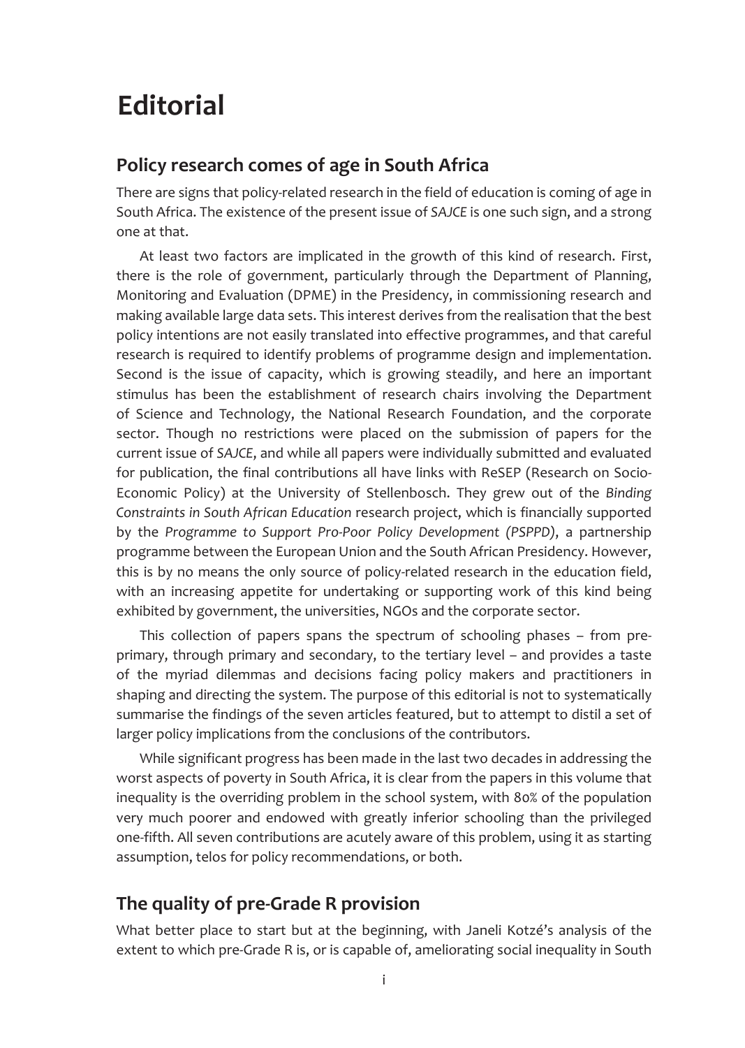# Editorial

## Policy research comes of age in South Africa

There are signs that policy-related research in the field of education is coming of age in South Africa. The existence of the present issue of *SAJCE* is one such sign, and a strong one at that.

At least two factors are implicated in the growth of this kind of research. First, there is the role of government, particularly through the Department of Planning, Monitoring and Evaluation (DPME) in the Presidency, in commissioning research and making available large data sets. This interest derives from the realisation that the best policy intentions are not easily translated into effective programmes, and that careful research is required to identify problems of programme design and implementation. Second is the issue of capacity, which is growing steadily, and here an important stimulus has been the establishment of research chairs involving the Department of Science and Technology, the National Research Foundation, and the corporate sector. Though no restrictions were placed on the submission of papers for the current issue of *SAJCE*, and while all papers were individually submitted and evaluated for publication, the final contributions all have links with ReSEP (Research on Socio-Economic Policy) at the University of Stellenbosch. They grew out of the *Binding Constraints in South African Education* research project, which is financially supported by the *Programme to Support Pro-Poor Policy Development (PSPPD)*, a partnership programme between the European Union and the South African Presidency. However, this is by no means the only source of policy-related research in the education field, with an increasing appetite for undertaking or supporting work of this kind being exhibited by government, the universities, NGOs and the corporate sector.

This collection of papers spans the spectrum of schooling phases – from pre-primary, through primary and secondary, to the tertiary level – and provides a taste of the myriad dilemmas and decisions facing policy makers and practitioners in shaping and directing the system. The purpose of this editorial is not to systematically summarise the findings of the seven articles featured, but to attempt to distil a set of larger policy implications from the conclusions of the contributors.

While significant progress has been made in the last two decades in addressing the worst aspects of poverty in South Africa, it is clear from the papers in this volume that inequality is the overriding problem in the school system, with 80% of the population very much poorer and endowed with greatly inferior schooling than the privileged one-fifth. All seven contributions are acutely aware of this problem, using it as starting assumption, telos for policy recommendations, or both.

## The quality of pre-Grade R provision

What better place to start but at the beginning, with Janeli Kotzé's analysis of the extent to which pre-Grade R is, or is capable of, ameliorating social inequality in South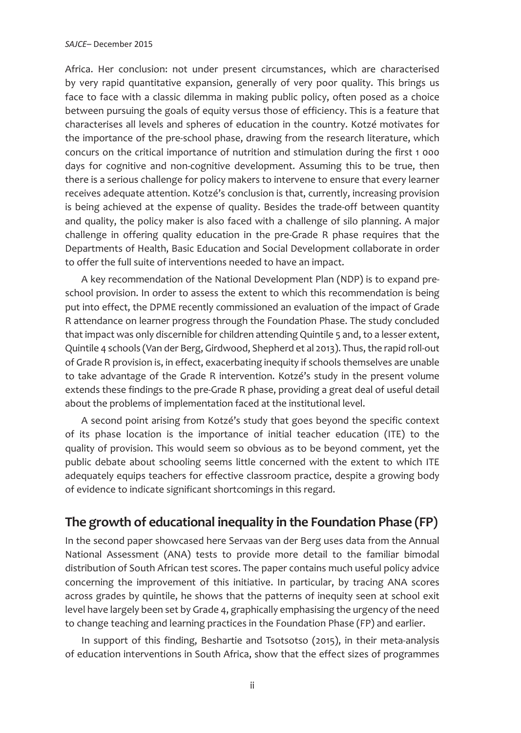Africa. Her conclusion: not under present circumstances, which are characterised by very rapid quantitative expansion, generally of very poor quality. This brings us face to face with a classic dilemma in making public policy, often posed as a choice between pursuing the goals of equity versus those of efficiency. This is a feature that characterises all levels and spheres of education in the country. Kotzé motivates for the importance of the pre-school phase, drawing from the research literature, which concurs on the critical importance of nutrition and stimulation during the first 1 000 days for cognitive and non-cognitive development. Assuming this to be true, then there is a serious challenge for policy makers to intervene to ensure that every learner receives adequate attention. Kotzé's conclusion is that, currently, increasing provision is being achieved at the expense of quality. Besides the trade-off between quantity and quality, the policy maker is also faced with a challenge of silo planning. A major challenge in offering quality education in the pre-Grade R phase requires that the Departments of Health, Basic Education and Social Development collaborate in order to offer the full suite of interventions needed to have an impact.

A key recommendation of the National Development Plan (NDP) is to expand pre-school provision. In order to assess the extent to which this recommendation is being put into effect, the DPME recently commissioned an evaluation of the impact of Grade R attendance on learner progress through the Foundation Phase. The study concluded that impact was only discernible for children attending Quintile 5 and, to a lesser extent, Quintile 4 schools (Van der Berg, Girdwood, Shepherd et al 2013). Thus, the rapid roll-out of Grade R provision is, in effect, exacerbating inequity if schools themselves are unable to take advantage of the Grade R intervention. Kotzé's study in the present volume extends these findings to the pre-Grade R phase, providing a great deal of useful detail about the problems of implementation faced at the institutional level.

A second point arising from Kotzé's study that goes beyond the specific context of its phase location is the importance of initial teacher education (ITE) to the quality of provision. This would seem so obvious as to be beyond comment, yet the public debate about schooling seems little concerned with the extent to which ITE adequately equips teachers for effective classroom practice, despite a growing body of evidence to indicate significant shortcomings in this regard.

## The growth of educational inequality in the Foundation Phase (FP)

In the second paper showcased here Servaas van der Berg uses data from the Annual National Assessment (ANA) tests to provide more detail to the familiar bimodal distribution of South African test scores. The paper contains much useful policy advice concerning the improvement of this initiative. In particular, by tracing ANA scores across grades by quintile, he shows that the patterns of inequity seen at school exit level have largely been set by Grade 4, graphically emphasising the urgency of the need to change teaching and learning practices in the Foundation Phase (FP) and earlier.

In support of this finding, Beshartie and Tsotsotso (2015), in their meta-analysis of education interventions in South Africa, show that the effect sizes of programmes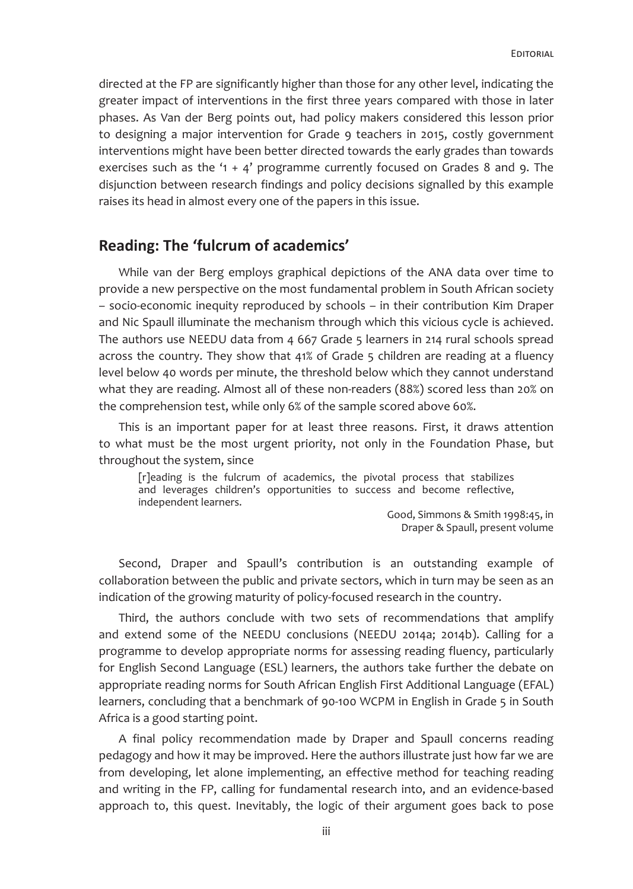directed at the FP are significantly higher than those for any other level, indicating the greater impact of interventions in the first three years compared with those in later phases. As Van der Berg points out, had policy makers considered this lesson prior to designing a major intervention for Grade 9 teachers in 2015, costly government interventions might have been better directed towards the early grades than towards exercises such as the '1 + 4' programme currently focused on Grades 8 and 9. The disjunction between research findings and policy decisions signalled by this example raises its head in almost every one of the papers in this issue.

## Reading: The 'fulcrum of academics'

While van der Berg employs graphical depictions of the ANA data over time to provide a new perspective on the most fundamental problem in South African society – socio-economic inequity reproduced by schools – in their contribution Kim Draper and Nic Spaull illuminate the mechanism through which this vicious cycle is achieved. The authors use NEEDU data from 4 667 Grade 5 learners in 214 rural schools spread across the country. They show that 41% of Grade 5 children are reading at a fluency level below 40 words per minute, the threshold below which they cannot understand what they are reading. Almost all of these non-readers (88%) scored less than 20% on the comprehension test, while only 6% of the sample scored above 60%.

This is an important paper for at least three reasons. First, it draws attention to what must be the most urgent priority, not only in the Foundation Phase, but throughout the system, since

> [r]eading is the fulcrum of academics, the pivotal process that stabilizes and leverages children's opportunities to success and become reflective, independent learners.
>
> Good, Simmons & Smith 1998:45, in Draper & Spaull, present volume

Second, Draper and Spaull's contribution is an outstanding example of collaboration between the public and private sectors, which in turn may be seen as an indication of the growing maturity of policy-focused research in the country.

Third, the authors conclude with two sets of recommendations that amplify and extend some of the NEEDU conclusions (NEEDU 2014a; 2014b). Calling for a programme to develop appropriate norms for assessing reading fluency, particularly for English Second Language (ESL) learners, the authors take further the debate on appropriate reading norms for South African English First Additional Language (EFAL) learners, concluding that a benchmark of 90-100 WCPM in English in Grade 5 in South Africa is a good starting point.

A final policy recommendation made by Draper and Spaull concerns reading pedagogy and how it may be improved. Here the authors illustrate just how far we are from developing, let alone implementing, an effective method for teaching reading and writing in the FP, calling for fundamental research into, and an evidence-based approach to, this quest. Inevitably, the logic of their argument goes back to pose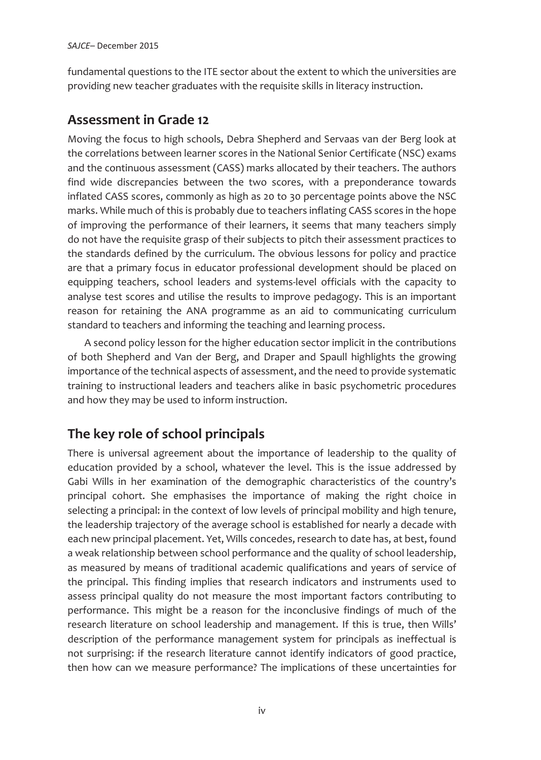fundamental questions to the ITE sector about the extent to which the universities are providing new teacher graduates with the requisite skills in literacy instruction.

## Assessment in Grade 12

Moving the focus to high schools, Debra Shepherd and Servaas van der Berg look at the correlations between learner scores in the National Senior Certificate (NSC) exams and the continuous assessment (CASS) marks allocated by their teachers. The authors find wide discrepancies between the two scores, with a preponderance towards inflated CASS scores, commonly as high as 20 to 30 percentage points above the NSC marks. While much of this is probably due to teachers inflating CASS scores in the hope of improving the performance of their learners, it seems that many teachers simply do not have the requisite grasp of their subjects to pitch their assessment practices to the standards defined by the curriculum. The obvious lessons for policy and practice are that a primary focus in educator professional development should be placed on equipping teachers, school leaders and systems-level officials with the capacity to analyse test scores and utilise the results to improve pedagogy. This is an important reason for retaining the ANA programme as an aid to communicating curriculum standard to teachers and informing the teaching and learning process.

A second policy lesson for the higher education sector implicit in the contributions of both Shepherd and Van der Berg, and Draper and Spaull highlights the growing importance of the technical aspects of assessment, and the need to provide systematic training to instructional leaders and teachers alike in basic psychometric procedures and how they may be used to inform instruction.

## The key role of school principals

There is universal agreement about the importance of leadership to the quality of education provided by a school, whatever the level. This is the issue addressed by Gabi Wills in her examination of the demographic characteristics of the country's principal cohort. She emphasises the importance of making the right choice in selecting a principal: in the context of low levels of principal mobility and high tenure, the leadership trajectory of the average school is established for nearly a decade with each new principal placement. Yet, Wills concedes, research to date has, at best, found a weak relationship between school performance and the quality of school leadership, as measured by means of traditional academic qualifications and years of service of the principal. This finding implies that research indicators and instruments used to assess principal quality do not measure the most important factors contributing to performance. This might be a reason for the inconclusive findings of much of the research literature on school leadership and management. If this is true, then Wills' description of the performance management system for principals as ineffectual is not surprising: if the research literature cannot identify indicators of good practice, then how can we measure performance? The implications of these uncertainties for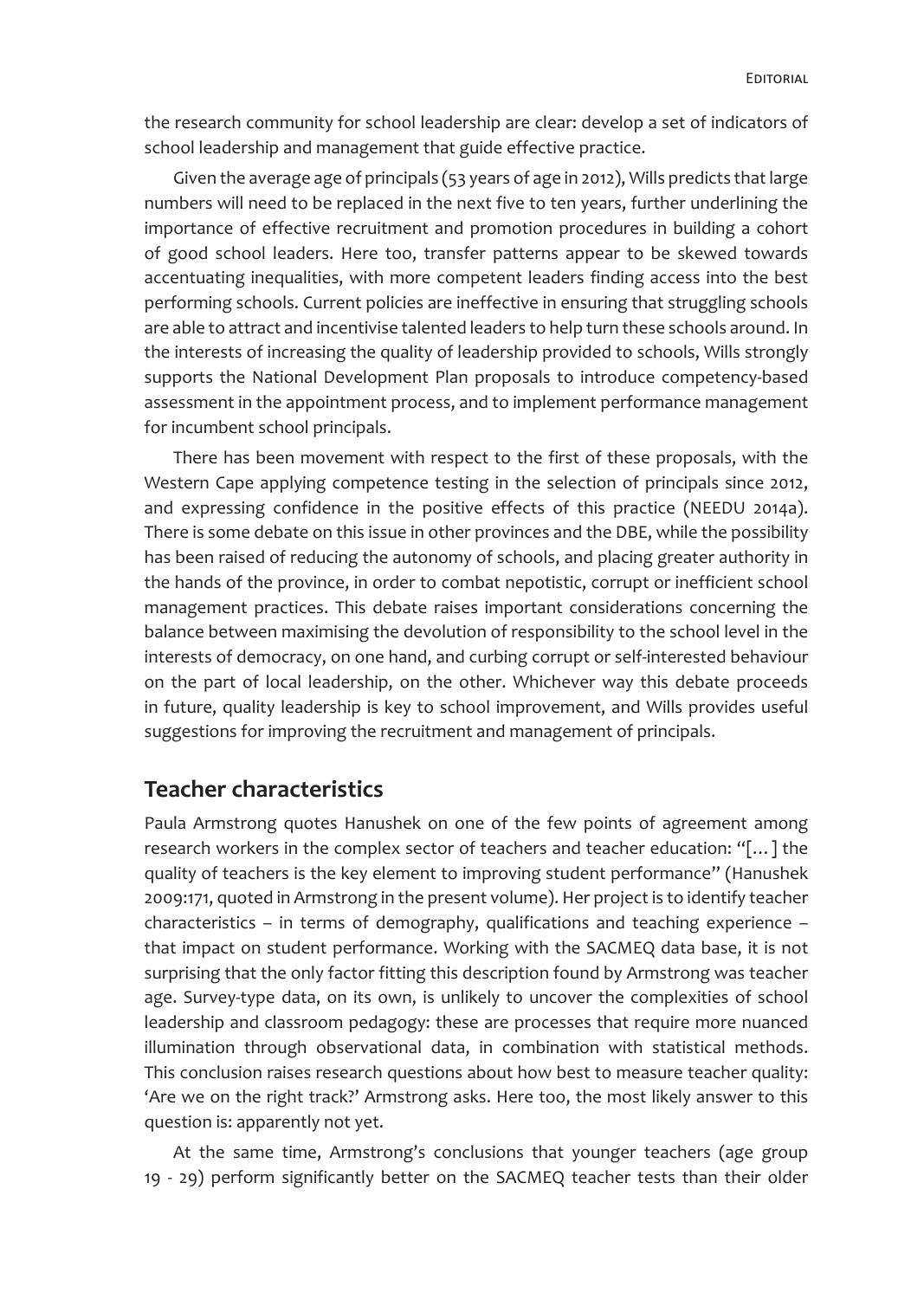the research community for school leadership are clear: develop a set of indicators of school leadership and management that guide effective practice.

Given the average age of principals (53 years of age in 2012), Wills predicts that large numbers will need to be replaced in the next five to ten years, further underlining the importance of effective recruitment and promotion procedures in building a cohort of good school leaders. Here too, transfer patterns appear to be skewed towards accentuating inequalities, with more competent leaders finding access into the best performing schools. Current policies are ineffective in ensuring that struggling schools are able to attract and incentivise talented leaders to help turn these schools around. In the interests of increasing the quality of leadership provided to schools, Wills strongly supports the National Development Plan proposals to introduce competency-based assessment in the appointment process, and to implement performance management for incumbent school principals.

There has been movement with respect to the first of these proposals, with the Western Cape applying competence testing in the selection of principals since 2012, and expressing confidence in the positive effects of this practice (NEEDU 2014a). There is some debate on this issue in other provinces and the DBE, while the possibility has been raised of reducing the autonomy of schools, and placing greater authority in the hands of the province, in order to combat nepotistic, corrupt or inefficient school management practices. This debate raises important considerations concerning the balance between maximising the devolution of responsibility to the school level in the interests of democracy, on one hand, and curbing corrupt or self-interested behaviour on the part of local leadership, on the other. Whichever way this debate proceeds in future, quality leadership is key to school improvement, and Wills provides useful suggestions for improving the recruitment and management of principals.

## Teacher characteristics

Paula Armstrong quotes Hanushek on one of the few points of agreement among research workers in the complex sector of teachers and teacher education: "[…] the quality of teachers is the key element to improving student performance" (Hanushek 2009:171, quoted in Armstrong in the present volume). Her project is to identify teacher characteristics – in terms of demography, qualifications and teaching experience – that impact on student performance. Working with the SACMEQ data base, it is not surprising that the only factor fitting this description found by Armstrong was teacher age. Survey-type data, on its own, is unlikely to uncover the complexities of school leadership and classroom pedagogy: these are processes that require more nuanced illumination through observational data, in combination with statistical methods. This conclusion raises research questions about how best to measure teacher quality: 'Are we on the right track?' Armstrong asks. Here too, the most likely answer to this question is: apparently not yet.

At the same time, Armstrong's conclusions that younger teachers (age group 19 - 29) perform significantly better on the SACMEQ teacher tests than their older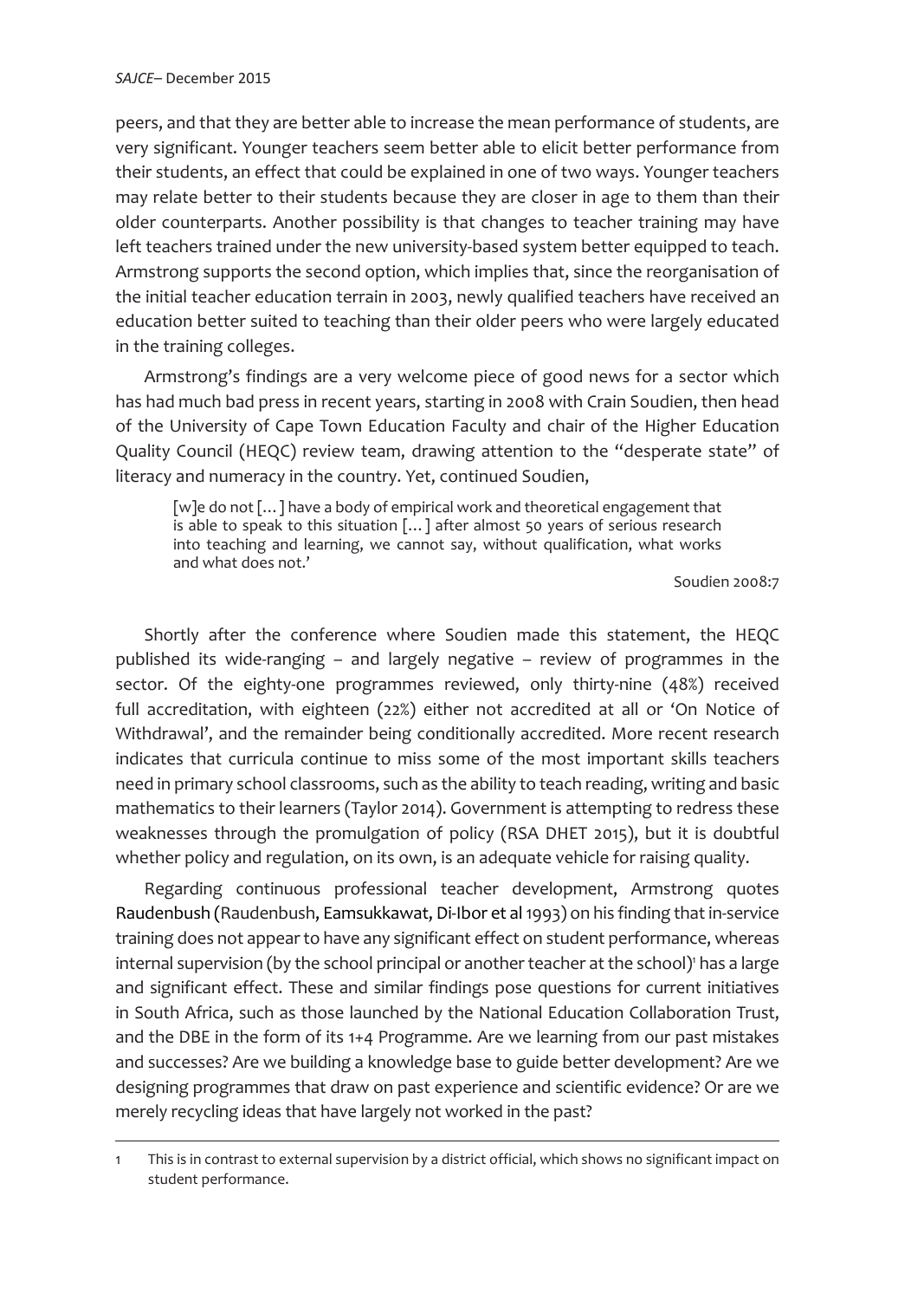peers, and that they are better able to increase the mean performance of students, are very significant. Younger teachers seem better able to elicit better performance from their students, an effect that could be explained in one of two ways. Younger teachers may relate better to their students because they are closer in age to them than their older counterparts. Another possibility is that changes to teacher training may have left teachers trained under the new university-based system better equipped to teach. Armstrong supports the second option, which implies that, since the reorganisation of the initial teacher education terrain in 2003, newly qualified teachers have received an education better suited to teaching than their older peers who were largely educated in the training colleges.

Armstrong's findings are a very welcome piece of good news for a sector which has had much bad press in recent years, starting in 2008 with Crain Soudien, then head of the University of Cape Town Education Faculty and chair of the Higher Education Quality Council (HEQC) review team, drawing attention to the "desperate state" of literacy and numeracy in the country. Yet, continued Soudien,

> [w]e do not [...] have a body of empirical work and theoretical engagement that is able to speak to this situation [...] after almost 50 years of serious research into teaching and learning, we cannot say, without qualification, what works and what does not.'
>
> Soudien 2008:7

Shortly after the conference where Soudien made this statement, the HEQC published its wide-ranging – and largely negative – review of programmes in the sector. Of the eighty-one programmes reviewed, only thirty-nine (48%) received full accreditation, with eighteen (22%) either not accredited at all or 'On Notice of Withdrawal', and the remainder being conditionally accredited. More recent research indicates that curricula continue to miss some of the most important skills teachers need in primary school classrooms, such as the ability to teach reading, writing and basic mathematics to their learners (Taylor 2014). Government is attempting to redress these weaknesses through the promulgation of policy (RSA DHET 2015), but it is doubtful whether policy and regulation, on its own, is an adequate vehicle for raising quality.

Regarding continuous professional teacher development, Armstrong quotes Raudenbush (Raudenbush, Eamsukkawat, Di-Ibor et al 1993) on his finding that in-service training does not appear to have any significant effect on student performance, whereas internal supervision (by the school principal or another teacher at the school)[1] has a large and significant effect. These and similar findings pose questions for current initiatives in South Africa, such as those launched by the National Education Collaboration Trust, and the DBE in the form of its 1+4 Programme. Are we learning from our past mistakes and successes? Are we building a knowledge base to guide better development? Are we designing programmes that draw on past experience and scientific evidence? Or are we merely recycling ideas that have largely not worked in the past?

---

1 This is in contrast to external supervision by a district official, which shows no significant impact on student performance.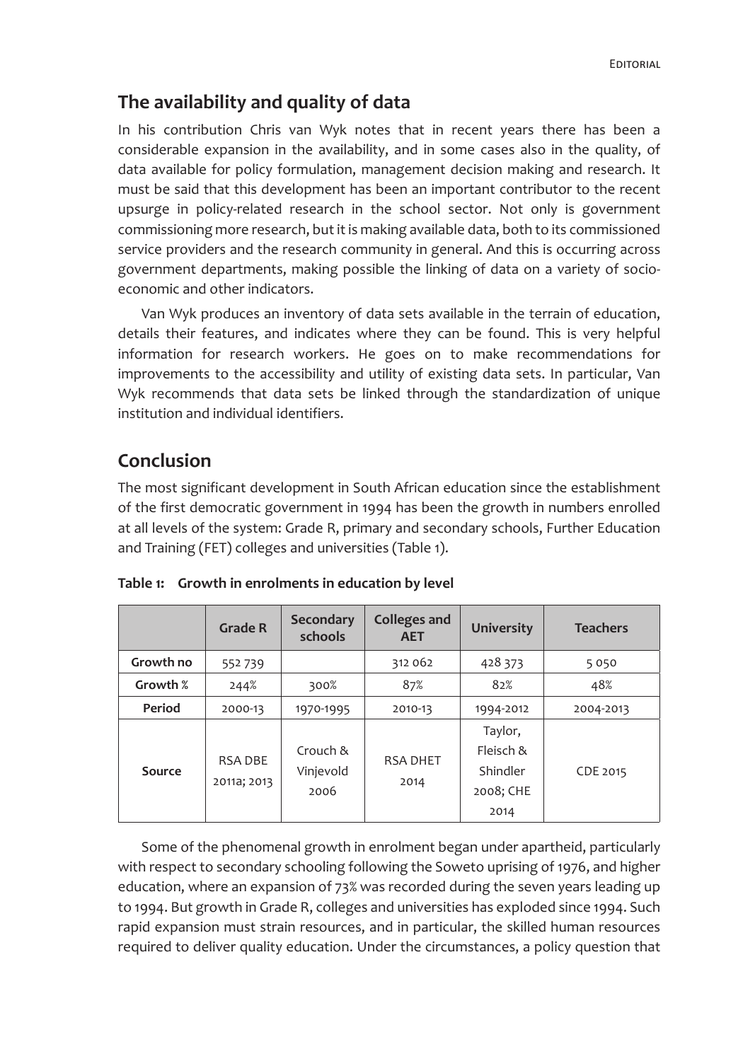## The availability and quality of data

In his contribution Chris van Wyk notes that in recent years there has been a considerable expansion in the availability, and in some cases also in the quality, of data available for policy formulation, management decision making and research. It must be said that this development has been an important contributor to the recent upsurge in policy-related research in the school sector. Not only is government commissioning more research, but it is making available data, both to its commissioned service providers and the research community in general. And this is occurring across government departments, making possible the linking of data on a variety of socio-economic and other indicators.

Van Wyk produces an inventory of data sets available in the terrain of education, details their features, and indicates where they can be found. This is very helpful information for research workers. He goes on to make recommendations for improvements to the accessibility and utility of existing data sets. In particular, Van Wyk recommends that data sets be linked through the standardization of unique institution and individual identifiers.

## Conclusion

The most significant development in South African education since the establishment of the first democratic government in 1994 has been the growth in numbers enrolled at all levels of the system: Grade R, primary and secondary schools, Further Education and Training (FET) colleges and universities (Table 1).

**Table 1: Growth in enrolments in education by level**

| | Grade R | Secondary schools | Colleges and AET | University | Teachers |
|---|---|---|---|---|---|
| **Growth no** | 552 739 | | 312 062 | 428 373 | 5 050 |
| **Growth %** | 244% | 300% | 87% | 82% | 48% |
| **Period** | 2000-13 | 1970-1995 | 2010-13 | 1994-2012 | 2004-2013 |
| **Source** | RSA DBE 2011a; 2013 | Crouch & Vinjevold 2006 | RSA DHET 2014 | Taylor, Fleisch & Shindler 2008; CHE 2014 | CDE 2015 |

Some of the phenomenal growth in enrolment began under apartheid, particularly with respect to secondary schooling following the Soweto uprising of 1976, and higher education, where an expansion of 73% was recorded during the seven years leading up to 1994. But growth in Grade R, colleges and universities has exploded since 1994. Such rapid expansion must strain resources, and in particular, the skilled human resources required to deliver quality education. Under the circumstances, a policy question that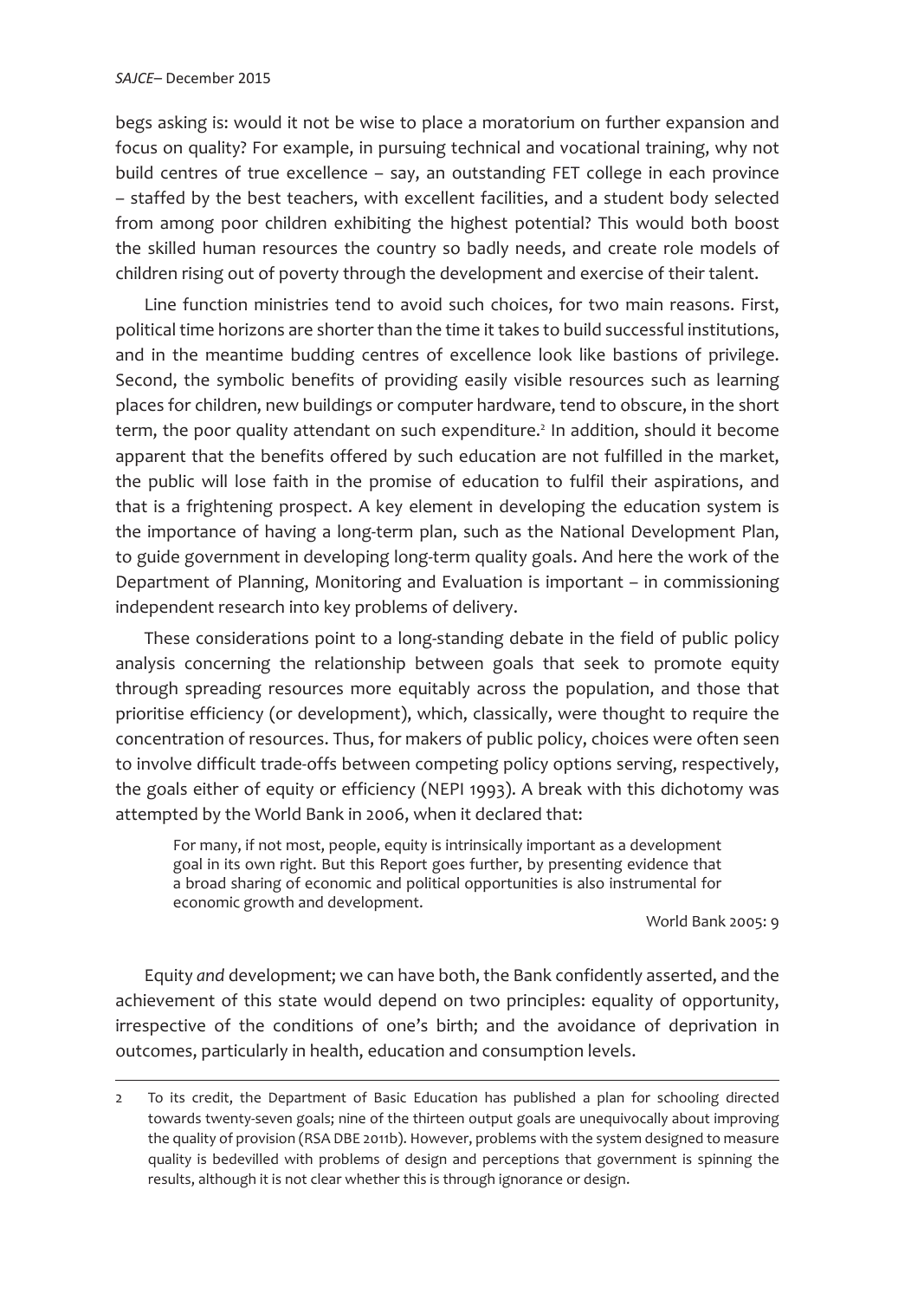begs asking is: would it not be wise to place a moratorium on further expansion and focus on quality? For example, in pursuing technical and vocational training, why not build centres of true excellence – say, an outstanding FET college in each province – staffed by the best teachers, with excellent facilities, and a student body selected from among poor children exhibiting the highest potential? This would both boost the skilled human resources the country so badly needs, and create role models of children rising out of poverty through the development and exercise of their talent.

Line function ministries tend to avoid such choices, for two main reasons. First, political time horizons are shorter than the time it takes to build successful institutions, and in the meantime budding centres of excellence look like bastions of privilege. Second, the symbolic benefits of providing easily visible resources such as learning places for children, new buildings or computer hardware, tend to obscure, in the short term, the poor quality attendant on such expenditure.[2] In addition, should it become apparent that the benefits offered by such education are not fulfilled in the market, the public will lose faith in the promise of education to fulfil their aspirations, and that is a frightening prospect. A key element in developing the education system is the importance of having a long-term plan, such as the National Development Plan, to guide government in developing long-term quality goals. And here the work of the Department of Planning, Monitoring and Evaluation is important – in commissioning independent research into key problems of delivery.

These considerations point to a long-standing debate in the field of public policy analysis concerning the relationship between goals that seek to promote equity through spreading resources more equitably across the population, and those that prioritise efficiency (or development), which, classically, were thought to require the concentration of resources. Thus, for makers of public policy, choices were often seen to involve difficult trade-offs between competing policy options serving, respectively, the goals either of equity or efficiency (NEPI 1993). A break with this dichotomy was attempted by the World Bank in 2006, when it declared that:

> For many, if not most, people, equity is intrinsically important as a development goal in its own right. But this Report goes further, by presenting evidence that a broad sharing of economic and political opportunities is also instrumental for economic growth and development.
>
> World Bank 2005: 9

Equity *and* development; we can have both, the Bank confidently asserted, and the achievement of this state would depend on two principles: equality of opportunity, irrespective of the conditions of one's birth; and the avoidance of deprivation in outcomes, particularly in health, education and consumption levels.

---

2 To its credit, the Department of Basic Education has published a plan for schooling directed towards twenty-seven goals; nine of the thirteen output goals are unequivocally about improving the quality of provision (RSA DBE 2011b). However, problems with the system designed to measure quality is bedevilled with problems of design and perceptions that government is spinning the results, although it is not clear whether this is through ignorance or design.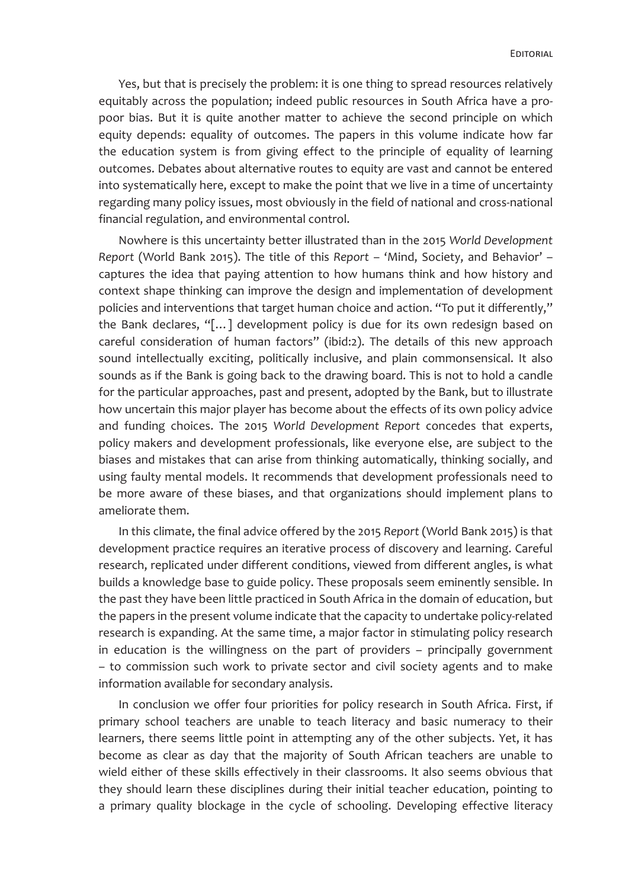Yes, but that is precisely the problem: it is one thing to spread resources relatively equitably across the population; indeed public resources in South Africa have a pro-poor bias. But it is quite another matter to achieve the second principle on which equity depends: equality of outcomes. The papers in this volume indicate how far the education system is from giving effect to the principle of equality of learning outcomes. Debates about alternative routes to equity are vast and cannot be entered into systematically here, except to make the point that we live in a time of uncertainty regarding many policy issues, most obviously in the field of national and cross-national financial regulation, and environmental control.

Nowhere is this uncertainty better illustrated than in the 2015 *World Development Report* (World Bank 2015). The title of this *Report* – 'Mind, Society, and Behavior' – captures the idea that paying attention to how humans think and how history and context shape thinking can improve the design and implementation of development policies and interventions that target human choice and action. "To put it differently," the Bank declares, "[…] development policy is due for its own redesign based on careful consideration of human factors" (ibid:2). The details of this new approach sound intellectually exciting, politically inclusive, and plain commonsensical. It also sounds as if the Bank is going back to the drawing board. This is not to hold a candle for the particular approaches, past and present, adopted by the Bank, but to illustrate how uncertain this major player has become about the effects of its own policy advice and funding choices. The 2015 *World Development Report* concedes that experts, policy makers and development professionals, like everyone else, are subject to the biases and mistakes that can arise from thinking automatically, thinking socially, and using faulty mental models. It recommends that development professionals need to be more aware of these biases, and that organizations should implement plans to ameliorate them.

In this climate, the final advice offered by the 2015 *Report* (World Bank 2015) is that development practice requires an iterative process of discovery and learning. Careful research, replicated under different conditions, viewed from different angles, is what builds a knowledge base to guide policy. These proposals seem eminently sensible. In the past they have been little practiced in South Africa in the domain of education, but the papers in the present volume indicate that the capacity to undertake policy-related research is expanding. At the same time, a major factor in stimulating policy research in education is the willingness on the part of providers – principally government – to commission such work to private sector and civil society agents and to make information available for secondary analysis.

In conclusion we offer four priorities for policy research in South Africa. First, if primary school teachers are unable to teach literacy and basic numeracy to their learners, there seems little point in attempting any of the other subjects. Yet, it has become as clear as day that the majority of South African teachers are unable to wield either of these skills effectively in their classrooms. It also seems obvious that they should learn these disciplines during their initial teacher education, pointing to a primary quality blockage in the cycle of schooling. Developing effective literacy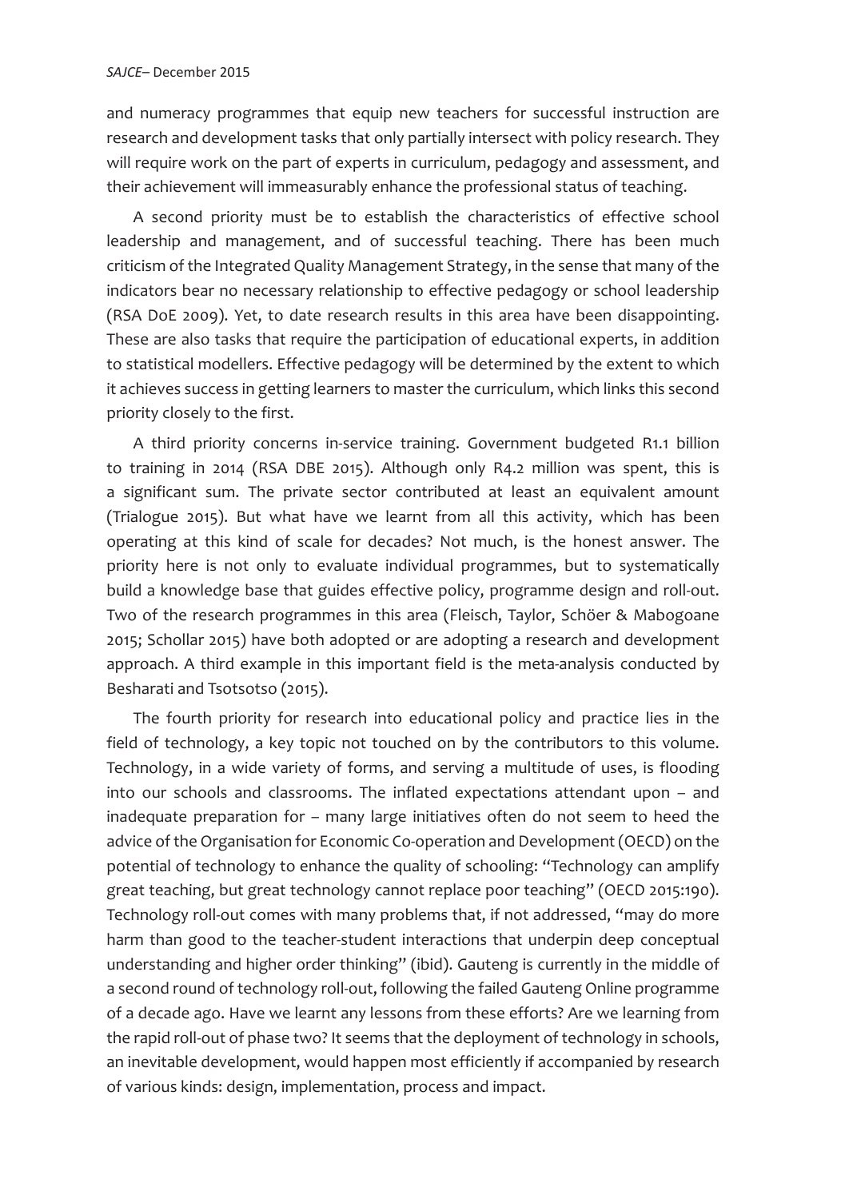and numeracy programmes that equip new teachers for successful instruction are research and development tasks that only partially intersect with policy research. They will require work on the part of experts in curriculum, pedagogy and assessment, and their achievement will immeasurably enhance the professional status of teaching.

A second priority must be to establish the characteristics of effective school leadership and management, and of successful teaching. There has been much criticism of the Integrated Quality Management Strategy, in the sense that many of the indicators bear no necessary relationship to effective pedagogy or school leadership (RSA DoE 2009). Yet, to date research results in this area have been disappointing. These are also tasks that require the participation of educational experts, in addition to statistical modellers. Effective pedagogy will be determined by the extent to which it achieves success in getting learners to master the curriculum, which links this second priority closely to the first.

A third priority concerns in-service training. Government budgeted R1.1 billion to training in 2014 (RSA DBE 2015). Although only R4.2 million was spent, this is a significant sum. The private sector contributed at least an equivalent amount (Trialogue 2015). But what have we learnt from all this activity, which has been operating at this kind of scale for decades? Not much, is the honest answer. The priority here is not only to evaluate individual programmes, but to systematically build a knowledge base that guides effective policy, programme design and roll-out. Two of the research programmes in this area (Fleisch, Taylor, Schöer & Mabogoane 2015; Schollar 2015) have both adopted or are adopting a research and development approach. A third example in this important field is the meta-analysis conducted by Besharati and Tsotsotso (2015).

The fourth priority for research into educational policy and practice lies in the field of technology, a key topic not touched on by the contributors to this volume. Technology, in a wide variety of forms, and serving a multitude of uses, is flooding into our schools and classrooms. The inflated expectations attendant upon – and inadequate preparation for – many large initiatives often do not seem to heed the advice of the Organisation for Economic Co-operation and Development (OECD) on the potential of technology to enhance the quality of schooling: "Technology can amplify great teaching, but great technology cannot replace poor teaching" (OECD 2015:190). Technology roll-out comes with many problems that, if not addressed, "may do more harm than good to the teacher-student interactions that underpin deep conceptual understanding and higher order thinking" (ibid). Gauteng is currently in the middle of a second round of technology roll-out, following the failed Gauteng Online programme of a decade ago. Have we learnt any lessons from these efforts? Are we learning from the rapid roll-out of phase two? It seems that the deployment of technology in schools, an inevitable development, would happen most efficiently if accompanied by research of various kinds: design, implementation, process and impact.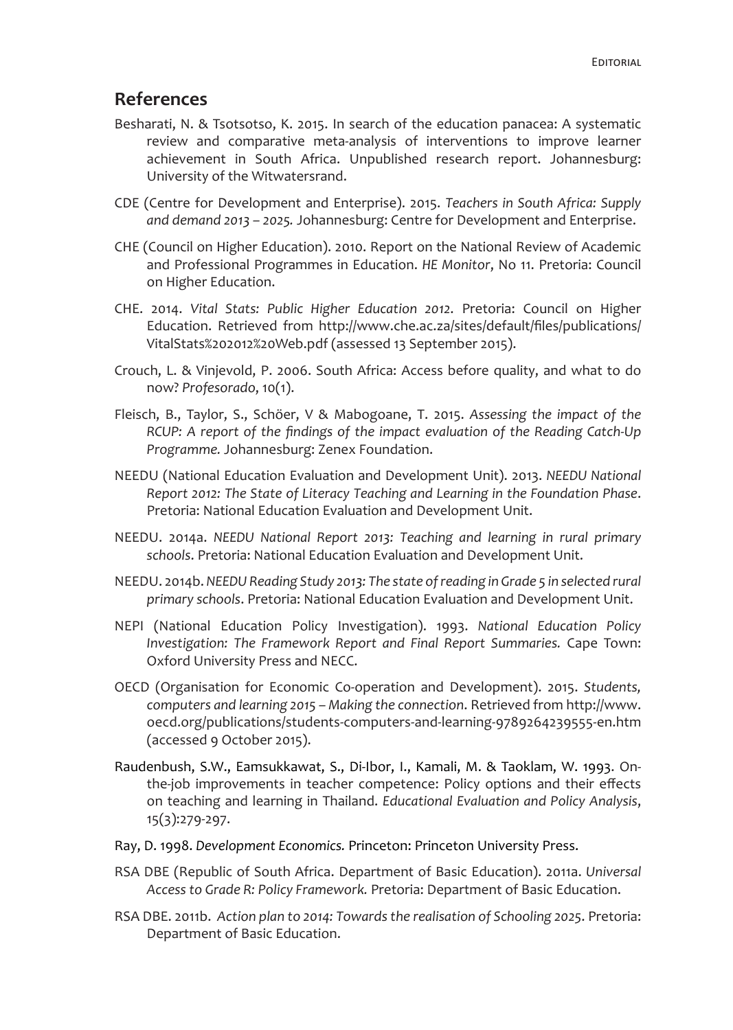## References

Besharati, N. & Tsotsotso, K. 2015. In search of the education panacea: A systematic review and comparative meta-analysis of interventions to improve learner achievement in South Africa. Unpublished research report. Johannesburg: University of the Witwatersrand.

CDE (Centre for Development and Enterprise). 2015. *Teachers in South Africa: Supply and demand 2013 – 2025.* Johannesburg: Centre for Development and Enterprise.

CHE (Council on Higher Education). 2010. Report on the National Review of Academic and Professional Programmes in Education. *HE Monitor*, No 11. Pretoria: Council on Higher Education.

CHE. 2014. *Vital Stats: Public Higher Education 2012.* Pretoria: Council on Higher Education. Retrieved from http://www.che.ac.za/sites/default/files/publications/VitalStats%202012%20Web.pdf (assessed 13 September 2015).

Crouch, L. & Vinjevold, P. 2006. South Africa: Access before quality, and what to do now? *Profesorado*, 10(1).

Fleisch, B., Taylor, S., Schöer, V & Mabogoane, T. 2015. *Assessing the impact of the RCUP: A report of the findings of the impact evaluation of the Reading Catch-Up Programme.* Johannesburg: Zenex Foundation.

NEEDU (National Education Evaluation and Development Unit). 2013. *NEEDU National Report 2012: The State of Literacy Teaching and Learning in the Foundation Phase*. Pretoria: National Education Evaluation and Development Unit.

NEEDU. 2014a. *NEEDU National Report 2013: Teaching and learning in rural primary schools*. Pretoria: National Education Evaluation and Development Unit.

NEEDU. 2014b. *NEEDU Reading Study 2013: The state of reading in Grade 5 in selected rural primary schools*. Pretoria: National Education Evaluation and Development Unit.

NEPI (National Education Policy Investigation). 1993. *National Education Policy Investigation: The Framework Report and Final Report Summaries.* Cape Town: Oxford University Press and NECC.

OECD (Organisation for Economic Co-operation and Development). 2015. *Students, computers and learning 2015 – Making the connection*. Retrieved from http://www.oecd.org/publications/students-computers-and-learning-9789264239555-en.htm (accessed 9 October 2015).

Raudenbush, S.W., Eamsukkawat, S., Di-Ibor, I., Kamali, M. & Taoklam, W. 1993. On-the-job improvements in teacher competence: Policy options and their effects on teaching and learning in Thailand. *Educational Evaluation and Policy Analysis*, 15(3):279-297.

Ray, D. 1998. *Development Economics.* Princeton: Princeton University Press.

RSA DBE (Republic of South Africa. Department of Basic Education). 2011a. *Universal Access to Grade R: Policy Framework.* Pretoria: Department of Basic Education.

RSA DBE. 2011b. *Action plan to 2014: Towards the realisation of Schooling 2025*. Pretoria: Department of Basic Education.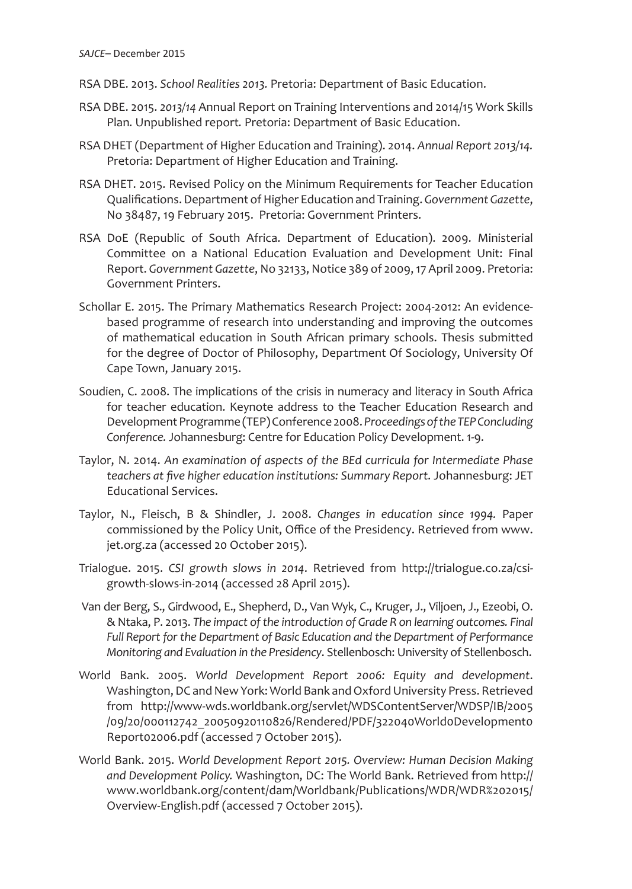RSA DBE. 2013. *School Realities 2013.* Pretoria: Department of Basic Education.

RSA DBE. 2015. *2013/14* Annual Report on Training Interventions and 2014/15 Work Skills Plan*.* Unpublished report*.* Pretoria: Department of Basic Education.

RSA DHET (Department of Higher Education and Training). 2014. *Annual Report 2013/14.* Pretoria: Department of Higher Education and Training.

RSA DHET. 2015. Revised Policy on the Minimum Requirements for Teacher Education Qualifications. Department of Higher Education and Training. *Government Gazette*, No 38487, 19 February 2015. Pretoria: Government Printers.

RSA DoE (Republic of South Africa. Department of Education). 2009. Ministerial Committee on a National Education Evaluation and Development Unit: Final Report. *Government Gazette*, No 32133, Notice 389 of 2009, 17 April 2009. Pretoria: Government Printers.

Schollar E. 2015. The Primary Mathematics Research Project: 2004-2012: An evidence-based programme of research into understanding and improving the outcomes of mathematical education in South African primary schools. Thesis submitted for the degree of Doctor of Philosophy, Department Of Sociology, University Of Cape Town, January 2015.

Soudien, C. 2008. The implications of the crisis in numeracy and literacy in South Africa for teacher education. Keynote address to the Teacher Education Research and Development Programme (TEP) Conference 2008. *Proceedings of the TEP Concluding Conference.* Johannesburg: Centre for Education Policy Development. 1-9.

Taylor, N. 2014. *An examination of aspects of the BEd curricula for Intermediate Phase teachers at five higher education institutions: Summary Report.* Johannesburg: JET Educational Services.

Taylor, N., Fleisch, B & Shindler, J. 2008. *Changes in education since 1994.* Paper commissioned by the Policy Unit, Office of the Presidency. Retrieved from www.jet.org.za (accessed 20 October 2015).

Trialogue. 2015. *CSI growth slows in 2014*. Retrieved from http://trialogue.co.za/csi-growth-slows-in-2014 (accessed 28 April 2015).

Van der Berg, S., Girdwood, E., Shepherd, D., Van Wyk, C., Kruger, J., Viljoen, J., Ezeobi, O. & Ntaka, P. 2013. *The impact of the introduction of Grade R on learning outcomes. Final Full Report for the Department of Basic Education and the Department of Performance Monitoring and Evaluation in the Presidency*. Stellenbosch: University of Stellenbosch.

World Bank. 2005. *World Development Report 2006: Equity and development*. Washington, DC and New York: World Bank and Oxford University Press. Retrieved from http://www-wds.worldbank.org/servlet/WDSContentServer/WDSP/IB/2005/09/20/000112742_20050920110826/Rendered/PDF/322040World0Development0Report02006.pdf (accessed 7 October 2015).

World Bank. 2015. *World Development Report 2015. Overview: Human Decision Making and Development Policy.* Washington, DC: The World Bank. Retrieved from http://www.worldbank.org/content/dam/Worldbank/Publications/WDR/WDR%202015/Overview-English.pdf (accessed 7 October 2015).